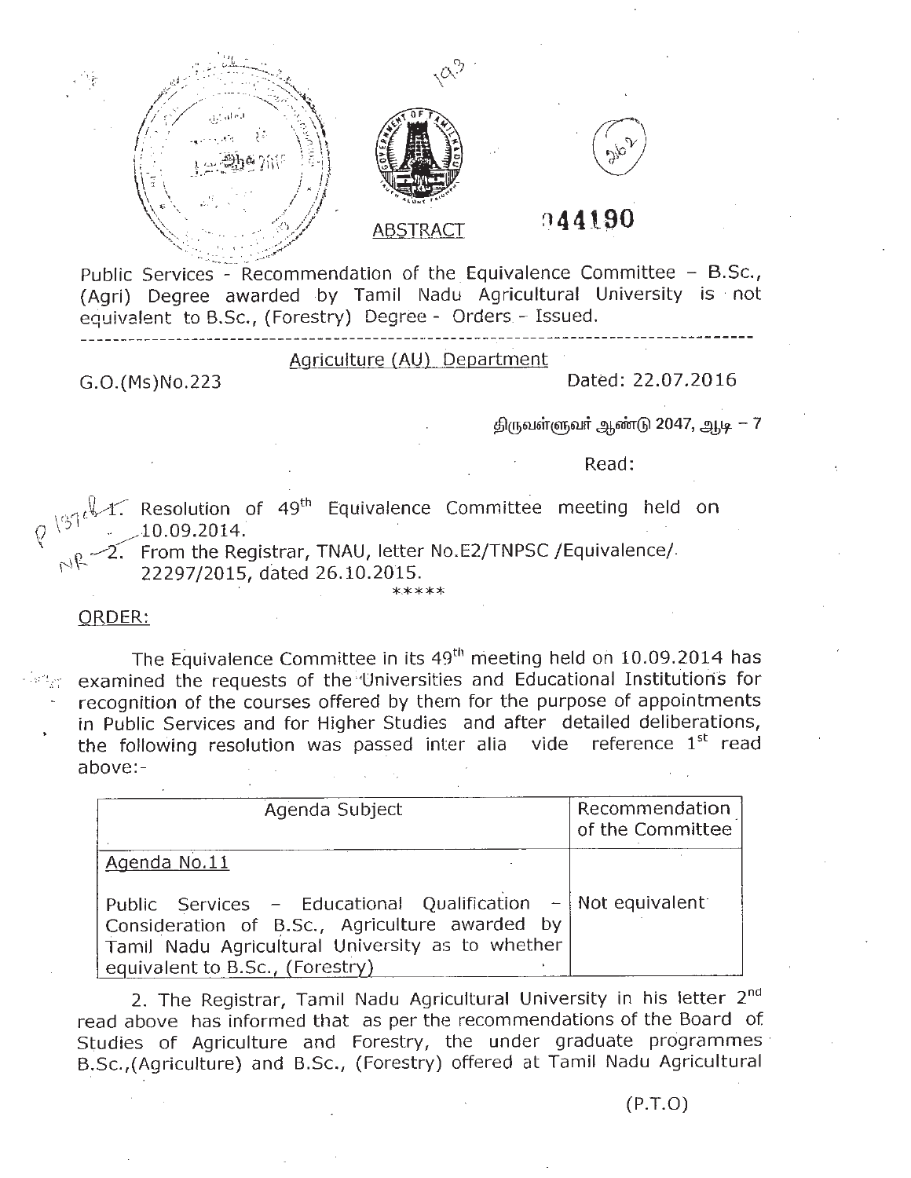**ABSTRACT**

044190

Public Services - Recommendation of the Equivalence Committee – B.Sc., (Agri) Degree awarded by Tamil Nadu Agricultural University is not equivalent to B.Sc., (Forestry) Degree - Orders - Issued.

---

**Agriculture (AU) Department**

G.O.(Ms)No.223 Dated: 22.07.2016

திருவள்ளுவர் ஆண்டு 2047, ஆடி – 7

Read:

1. Resolution of 49th Equivalence Committee meeting held on 10.09.2014.
2. From the Registrar, TNAU, letter No.E2/TNPSC /Equivalence/. 22297/2015, dated 26.10.2015.

\*\*\*\*\*

**ORDER:**

The Equivalence Committee in its 49th meeting held on 10.09.2014 has examined the requests of the Universities and Educational Institutions for recognition of the courses offered by them for the purpose of appointments in Public Services and for Higher Studies and after detailed deliberations, the following resolution was passed inter alia vide reference 1st read above:-

| Agenda Subject | Recommendation of the Committee |
|---|---|
| Agenda No.11<br><br>Public Services – Educational Qualification – Consideration of B.Sc., Agriculture awarded by Tamil Nadu Agricultural University as to whether equivalent to B.Sc., (Forestry) | Not equivalent |

2. The Registrar, Tamil Nadu Agricultural University in his letter 2nd read above has informed that as per the recommendations of the Board of Studies of Agriculture and Forestry, the under graduate programmes B.Sc.,(Agriculture) and B.Sc., (Forestry) offered at Tamil Nadu Agricultural

(P.T.O)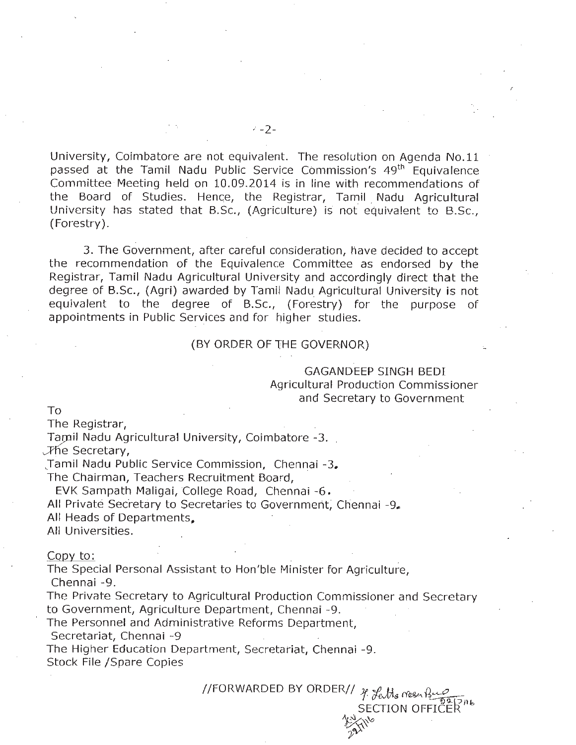University, Coimbatore are not equivalent. The resolution on Agenda No.11 passed at the Tamil Nadu Public Service Commission's 49th Equivalence Committee Meeting held on 10.09.2014 is in line with recommendations of the Board of Studies. Hence, the Registrar, Tamil Nadu Agricultural University has stated that B.Sc., (Agriculture) is not equivalent to B.Sc., (Forestry).

3. The Government, after careful consideration, have decided to accept the recommendation of the Equivalence Committee as endorsed by the Registrar, Tamil Nadu Agricultural University and accordingly direct that the degree of B.Sc., (Agri) awarded by Tamil Nadu Agricultural University is not equivalent to the degree of B.Sc., (Forestry) for the purpose of appointments in Public Services and for higher studies.

(BY ORDER OF THE GOVERNOR)

GAGANDEEP SINGH BEDI
Agricultural Production Commissioner
and Secretary to Government

To
The Registrar,
Tamil Nadu Agricultural University, Coimbatore -3.
The Secretary,
Tamil Nadu Public Service Commission, Chennai -3.
The Chairman, Teachers Recruitment Board,
EVK Sampath Maligai, College Road, Chennai -6.
All Private Secretary to Secretaries to Government, Chennai -9.
All Heads of Departments,
All Universities.

Copy to:
The Special Personal Assistant to Hon'ble Minister for Agriculture, Chennai -9.
The Private Secretary to Agricultural Production Commissioner and Secretary to Government, Agriculture Department, Chennai -9.
The Personnel and Administrative Reforms Department, Secretariat, Chennai -9
The Higher Education Department, Secretariat, Chennai -9.
Stock File /Spare Copies

//FORWARDED BY ORDER//

SECTION OFFICER